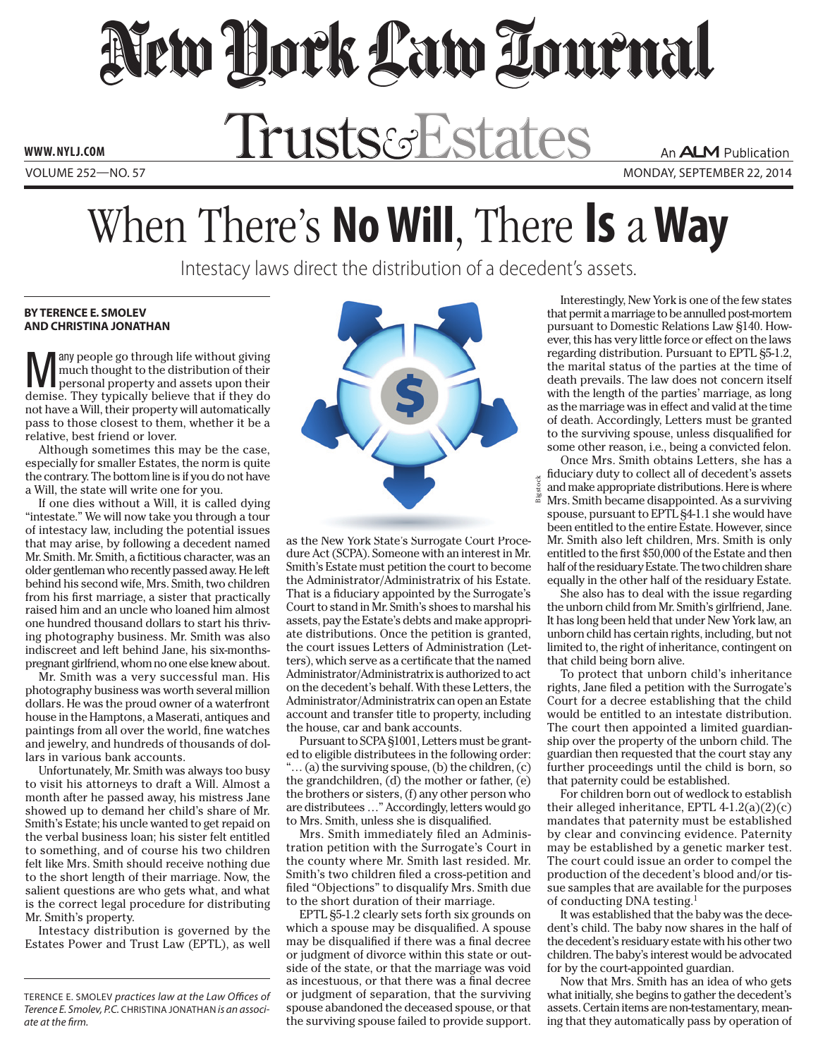# New York Law Journal

## Trusts & Estates

# When There's **No Will**, There **Is** a **Way**

Intestacy laws direct the distribution of a decedent's assets.

**BY TERENCE E. SMOLEV AND CHRISTINA JONATHAN**

Many people go through life without giving much thought to the distribution of their personal property and assets upon their demise. They typically believe that if they do not have a Will, their property will automatically pass to those closest to them, whether it be a relative, best friend or lover.

Although sometimes this may be the case, especially for smaller Estates, the norm is quite the contrary. The bottom line is if you do not have a Will, the state will write one for you.

If one dies without a Will, it is called dying "intestate." We will now take you through a tour of intestacy law, including the potential issues that may arise, by following a decedent named Mr. Smith. Mr. Smith, a fictitious character, was an older gentleman who recently passed away. He left behind his second wife, Mrs. Smith, two children from his first marriage, a sister that practically raised him and an uncle who loaned him almost one hundred thousand dollars to start his thriving photography business. Mr. Smith was also indiscreet and left behind Jane, his six-months-pregnant girlfriend, whom no one else knew about.

Mr. Smith was a very successful man. His photography business was worth several million dollars. He was the proud owner of a waterfront house in the Hamptons, a Maserati, antiques and paintings from all over the world, fine watches and jewelry, and hundreds of thousands of dollars in various bank accounts.

Unfortunately, Mr. Smith was always too busy to visit his attorneys to draft a Will. Almost a month after he passed away, his mistress Jane showed up to demand her child's share of Mr. Smith's Estate; his uncle wanted to get repaid on the verbal business loan; his sister felt entitled to something, and of course his two children felt like Mrs. Smith should receive nothing due to the short length of their marriage. Now, the salient questions are who gets what, and what is the correct legal procedure for distributing Mr. Smith's property.

Intestacy distribution is governed by the Estates Power and Trust Law (EPTL), as well as the New York State's Surrogate Court Procedure Act (SCPA). Someone with an interest in Mr. Smith's Estate must petition the court to become the Administrator/Administratrix of his Estate. That is a fiduciary appointed by the Surrogate's Court to stand in Mr. Smith's shoes to marshal his assets, pay the Estate's debts and make appropriate distributions. Once the petition is granted, the court issues Letters of Administration (Letters), which serve as a certificate that the named Administrator/Administratrix is authorized to act on the decedent's behalf. With these Letters, the Administrator/Administratrix can open an Estate account and transfer title to property, including the house, car and bank accounts.

Pursuant to SCPA §1001, Letters must be granted to eligible distributees in the following order: "… (a) the surviving spouse, (b) the children, (c) the grandchildren, (d) the mother or father, (e) the brothers or sisters, (f) any other person who are distributees …" Accordingly, letters would go to Mrs. Smith, unless she is disqualified.

Mrs. Smith immediately filed an Administration petition with the Surrogate's Court in the county where Mr. Smith last resided. Mr. Smith's two children filed a cross-petition and filed "Objections" to disqualify Mrs. Smith due to the short duration of their marriage.

EPTL §5-1.2 clearly sets forth six grounds on which a spouse may be disqualified. A spouse may be disqualified if there was a final decree or judgment of divorce within this state or outside of the state, or that the marriage was void as incestuous, or that there was a final decree or judgment of separation, that the surviving spouse abandoned the deceased spouse, or that the surviving spouse failed to provide support.

Interestingly, New York is one of the few states that permit a marriage to be annulled post-mortem pursuant to Domestic Relations Law §140. However, this has very little force or effect on the laws regarding distribution. Pursuant to EPTL §5-1.2, the marital status of the parties at the time of death prevails. The law does not concern itself with the length of the parties' marriage, as long as the marriage was in effect and valid at the time of death. Accordingly, Letters must be granted to the surviving spouse, unless disqualified for some other reason, i.e., being a convicted felon.

Once Mrs. Smith obtains Letters, she has a fiduciary duty to collect all of decedent's assets and make appropriate distributions. Here is where Mrs. Smith became disappointed. As a surviving spouse, pursuant to EPTL §4-1.1 she would have been entitled to the entire Estate. However, since Mr. Smith also left children, Mrs. Smith is only entitled to the first $50,000 of the Estate and then half of the residuary Estate. The two children share equally in the other half of the residuary Estate.

She also has to deal with the issue regarding the unborn child from Mr. Smith's girlfriend, Jane. It has long been held that under New York law, an unborn child has certain rights, including, but not limited to, the right of inheritance, contingent on that child being born alive.

To protect that unborn child's inheritance rights, Jane filed a petition with the Surrogate's Court for a decree establishing that the child would be entitled to an intestate distribution. The court then appointed a limited guardianship over the property of the unborn child. The guardian then requested that the court stay any further proceedings until the child is born, so that paternity could be established.

For children born out of wedlock to establish their alleged inheritance, EPTL 4-1.2(a)(2)(c) mandates that paternity must be established by clear and convincing evidence. Paternity may be established by a genetic marker test. The court could issue an order to compel the production of the decedent's blood and/or tissue samples that are available for the purposes of conducting DNA testing.[1]

It was established that the baby was the decedent's child. The baby now shares in the half of the decedent's residuary estate with his other two children. The baby's interest would be advocated for by the court-appointed guardian.

Now that Mrs. Smith has an idea of who gets what initially, she begins to gather the decedent's assets. Certain items are non-testamentary, meaning that they automatically pass by operation of

---

TERENCE E. SMOLEV *practices law at the Law Offices of Terence E. Smolev, P.C.* CHRISTINA JONATHAN *is an associate at the firm.*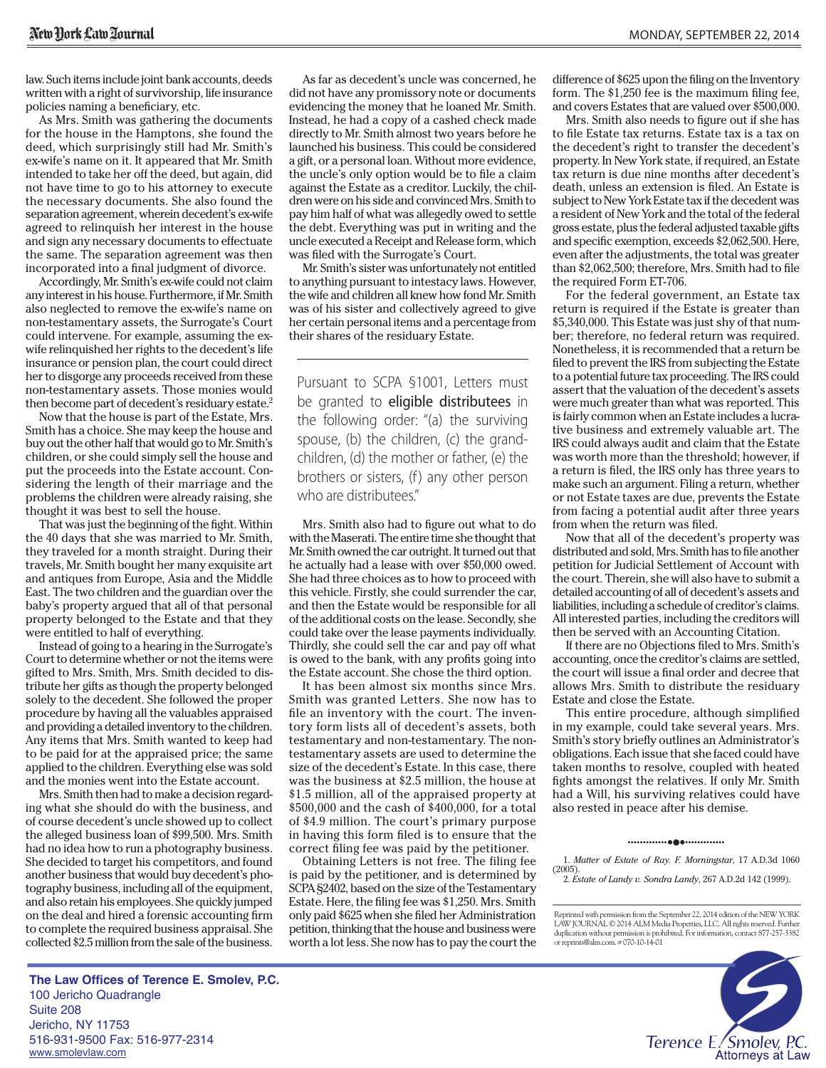law. Such items include joint bank accounts, deeds written with a right of survivorship, life insurance policies naming a beneficiary, etc.

As Mrs. Smith was gathering the documents for the house in the Hamptons, she found the deed, which surprisingly still had Mr. Smith's ex-wife's name on it. It appeared that Mr. Smith intended to take her off the deed, but again, did not have time to go to his attorney to execute the necessary documents. She also found the separation agreement, wherein decedent's ex-wife agreed to relinquish her interest in the house and sign any necessary documents to effectuate the same. The separation agreement was then incorporated into a final judgment of divorce.

Accordingly, Mr. Smith's ex-wife could not claim any interest in his house. Furthermore, if Mr. Smith also neglected to remove the ex-wife's name on non-testamentary assets, the Surrogate's Court could intervene. For example, assuming the ex-wife relinquished her rights to the decedent's life insurance or pension plan, the court could direct her to disgorge any proceeds received from these non-testamentary assets. Those monies would then become part of decedent's residuary estate.[2]

Now that the house is part of the Estate, Mrs. Smith has a choice. She may keep the house and buy out the other half that would go to Mr. Smith's children, or she could simply sell the house and put the proceeds into the Estate account. Considering the length of their marriage and the problems the children were already raising, she thought it was best to sell the house.

That was just the beginning of the fight. Within the 40 days that she was married to Mr. Smith, they traveled for a month straight. During their travels, Mr. Smith bought her many exquisite art and antiques from Europe, Asia and the Middle East. The two children and the guardian over the baby's property argued that all of that personal property belonged to the Estate and that they were entitled to half of everything.

Instead of going to a hearing in the Surrogate's Court to determine whether or not the items were gifted to Mrs. Smith, Mrs. Smith decided to distribute her gifts as though the property belonged solely to the decedent. She followed the proper procedure by having all the valuables appraised and providing a detailed inventory to the children. Any items that Mrs. Smith wanted to keep had to be paid for at the appraised price; the same applied to the children. Everything else was sold and the monies went into the Estate account.

Mrs. Smith then had to make a decision regarding what she should do with the business, and of course decedent's uncle showed up to collect the alleged business loan of $99,500. Mrs. Smith had no idea how to run a photography business. She decided to target his competitors, and found another business that would buy decedent's photography business, including all of the equipment, and also retain his employees. She quickly jumped on the deal and hired a forensic accounting firm to complete the required business appraisal. She collected $2.5 million from the sale of the business.

As far as decedent's uncle was concerned, he did not have any promissory note or documents evidencing the money that he loaned Mr. Smith. Instead, he had a copy of a cashed check made directly to Mr. Smith almost two years before he launched his business. This could be considered a gift, or a personal loan. Without more evidence, the uncle's only option would be to file a claim against the Estate as a creditor. Luckily, the children were on his side and convinced Mrs. Smith to pay him half of what was allegedly owed to settle the debt. Everything was put in writing and the uncle executed a Receipt and Release form, which was filed with the Surrogate's Court.

Mr. Smith's sister was unfortunately not entitled to anything pursuant to intestacy laws. However, the wife and children all knew how fond Mr. Smith was of his sister and collectively agreed to give her certain personal items and a percentage from their shares of the residuary Estate.

> Pursuant to SCPA §1001, Letters must be granted to **eligible distributees** in the following order: "(a) the surviving spouse, (b) the children, (c) the grandchildren, (d) the mother or father, (e) the brothers or sisters, (f) any other person who are distributees."

Mrs. Smith also had to figure out what to do with the Maserati. The entire time she thought that Mr. Smith owned the car outright. It turned out that he actually had a lease with over $50,000 owed. She had three choices as to how to proceed with this vehicle. Firstly, she could surrender the car, and then the Estate would be responsible for all of the additional costs on the lease. Secondly, she could take over the lease payments individually. Thirdly, she could sell the car and pay off what is owed to the bank, with any profits going into the Estate account. She chose the third option.

It has been almost six months since Mrs. Smith was granted Letters. She now has to file an inventory with the court. The inventory form lists all of decedent's assets, both testamentary and non-testamentary. The non-testamentary assets are used to determine the size of the decedent's Estate. In this case, there was the business at $2.5 million, the house at $1.5 million, all of the appraised property at $500,000 and the cash of $400,000, for a total of $4.9 million. The court's primary purpose in having this form filed is to ensure that the correct filing fee was paid by the petitioner.

Obtaining Letters is not free. The filing fee is paid by the petitioner, and is determined by SCPA §2402, based on the size of the Testamentary Estate. Here, the filing fee was $1,250. Mrs. Smith only paid $625 when she filed her Administration petition, thinking that the house and business were worth a lot less. She now has to pay the court the difference of $625 upon the filing on the Inventory form. The $1,250 fee is the maximum filing fee, and covers Estates that are valued over $500,000.

Mrs. Smith also needs to figure out if she has to file Estate tax returns. Estate tax is a tax on the decedent's right to transfer the decedent's property. In New York state, if required, an Estate tax return is due nine months after decedent's death, unless an extension is filed. An Estate is subject to New York Estate tax if the decedent was a resident of New York and the total of the federal gross estate, plus the federal adjusted taxable gifts and specific exemption, exceeds $2,062,500. Here, even after the adjustments, the total was greater than $2,062,500; therefore, Mrs. Smith had to file the required Form ET-706.

For the federal government, an Estate tax return is required if the Estate is greater than $5,340,000. This Estate was just shy of that number; therefore, no federal return was required. Nonetheless, it is recommended that a return be filed to prevent the IRS from subjecting the Estate to a potential future tax proceeding. The IRS could assert that the valuation of the decedent's assets were much greater than what was reported. This is fairly common when an Estate includes a lucrative business and extremely valuable art. The IRS could always audit and claim that the Estate was worth more than the threshold; however, if a return is filed, the IRS only has three years to make such an argument. Filing a return, whether or not Estate taxes are due, prevents the Estate from facing a potential audit after three years from when the return was filed.

Now that all of the decedent's property was distributed and sold, Mrs. Smith has to file another petition for Judicial Settlement of Account with the court. Therein, she will also have to submit a detailed accounting of all of decedent's assets and liabilities, including a schedule of creditor's claims. All interested parties, including the creditors will then be served with an Accounting Citation.

If there are no Objections filed to Mrs. Smith's accounting, once the creditor's claims are settled, the court will issue a final order and decree that allows Mrs. Smith to distribute the residuary Estate and close the Estate.

This entire procedure, although simplified in my example, could take several years. Mrs. Smith's story briefly outlines an Administrator's obligations. Each issue that she faced could have taken months to resolve, coupled with heated fights amongst the relatives. If only Mr. Smith had a Will, his surviving relatives could have also rested in peace after his demise.

---

1. *Matter of Estate of Ray. F. Morningstar*, 17 A.D.3d 1060 (2005).
2. *Estate of Landy v. Sondra Landy*, 267 A.D.2d 142 (1999).

Reprinted with permission from the September 22, 2014 edition of the NEW YORK LAW JOURNAL © 2014 ALM Media Properties, LLC. All rights reserved. Further duplication without permission is prohibited. For information, contact 877-257-3382 or reprints@alm.com. # 070-10-14-01

**The Law Offices of Terence E. Smolev, P.C.**
100 Jericho Quadrangle
Suite 208
Jericho, NY 11753
516-931-9500 Fax: 516-977-2314
www.smolevlaw.com

Terence E. Smolev, P.C.
Attorneys at Law